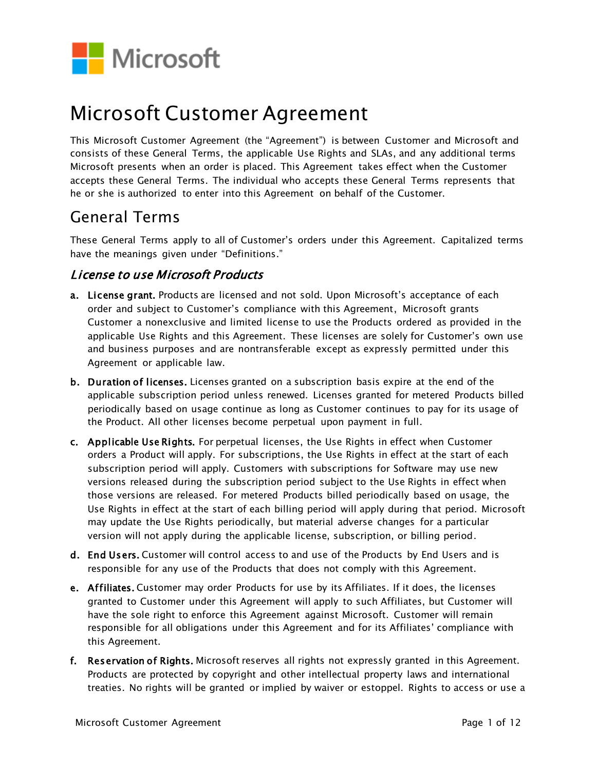# Microsoft Customer Agreement

This Microsoft Customer Agreement (the "Agreement") is between Customer and Microsoft and consists of these General Terms, the applicable Use Rights and SLAs, and any additional terms Microsoft presents when an order is placed. This Agreement takes effect when the Customer accepts these General Terms. The individual who accepts these General Terms represents that he or she is authorized to enter into this Agreement on behalf of the Customer.

## General Terms

These General Terms apply to all of Customer's orders under this Agreement. Capitalized terms have the meanings given under "Definitions."

### *License to use Microsoft Products*

a. **License grant.** Products are licensed and not sold. Upon Microsoft's acceptance of each order and subject to Customer's compliance with this Agreement, Microsoft grants Customer a nonexclusive and limited license to use the Products ordered as provided in the applicable Use Rights and this Agreement. These licenses are solely for Customer's own use and business purposes and are nontransferable except as expressly permitted under this Agreement or applicable law.

b. **Duration of licenses.** Licenses granted on a subscription basis expire at the end of the applicable subscription period unless renewed. Licenses granted for metered Products billed periodically based on usage continue as long as Customer continues to pay for its usage of the Product. All other licenses become perpetual upon payment in full.

c. **Applicable Use Rights.** For perpetual licenses, the Use Rights in effect when Customer orders a Product will apply. For subscriptions, the Use Rights in effect at the start of each subscription period will apply. Customers with subscriptions for Software may use new versions released during the subscription period subject to the Use Rights in effect when those versions are released. For metered Products billed periodically based on usage, the Use Rights in effect at the start of each billing period will apply during that period. Microsoft may update the Use Rights periodically, but material adverse changes for a particular version will not apply during the applicable license, subscription, or billing period.

d. **End Users.** Customer will control access to and use of the Products by End Users and is responsible for any use of the Products that does not comply with this Agreement.

e. **Affiliates.** Customer may order Products for use by its Affiliates. If it does, the licenses granted to Customer under this Agreement will apply to such Affiliates, but Customer will have the sole right to enforce this Agreement against Microsoft. Customer will remain responsible for all obligations under this Agreement and for its Affiliates' compliance with this Agreement.

f. **Reservation of Rights.** Microsoft reserves all rights not expressly granted in this Agreement. Products are protected by copyright and other intellectual property laws and international treaties. No rights will be granted or implied by waiver or estoppel. Rights to access or use a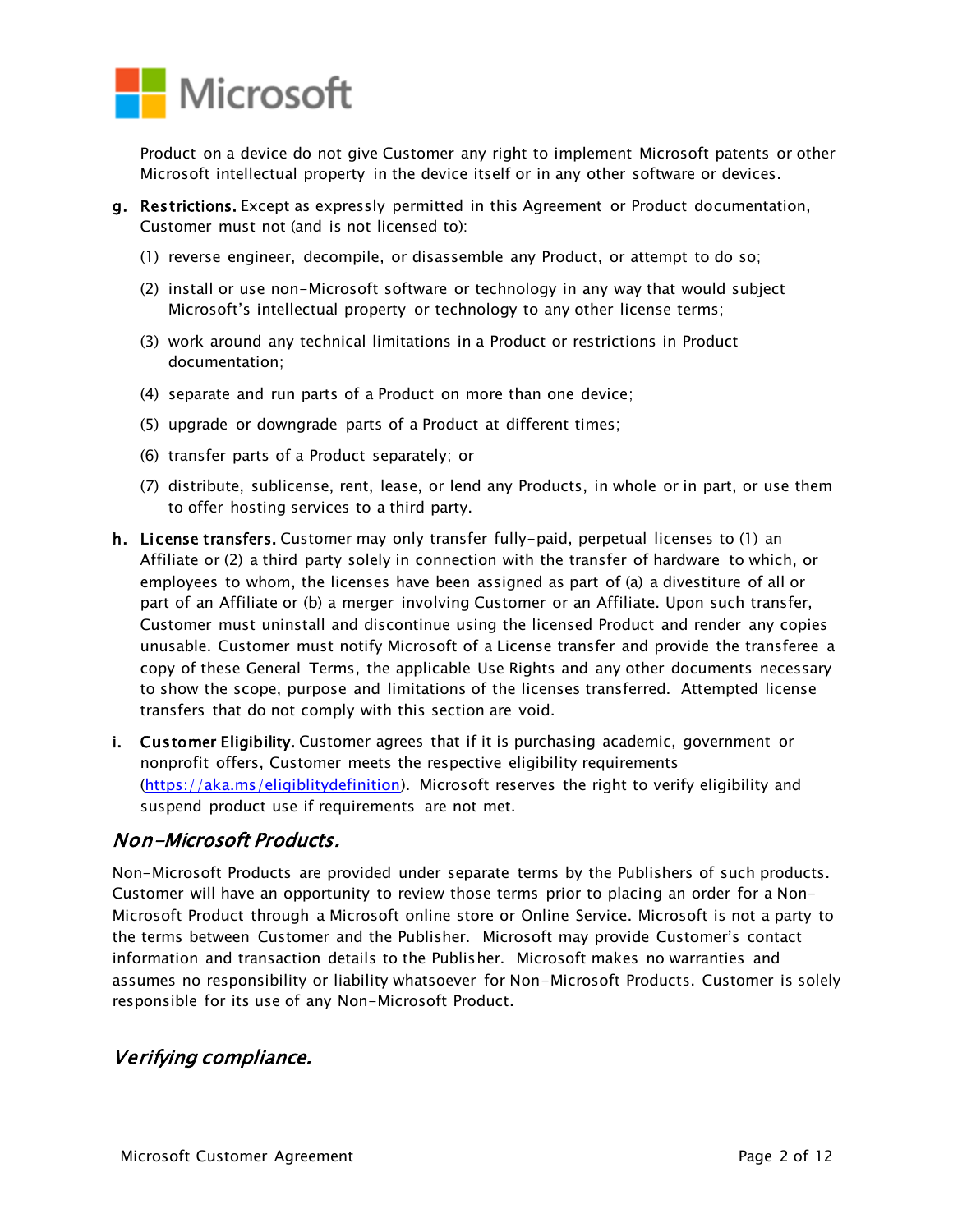Product on a device do not give Customer any right to implement Microsoft patents or other Microsoft intellectual property in the device itself or in any other software or devices.

**g. Restrictions.** Except as expressly permitted in this Agreement or Product documentation, Customer must not (and is not licensed to):

(1) reverse engineer, decompile, or disassemble any Product, or attempt to do so;

(2) install or use non-Microsoft software or technology in any way that would subject Microsoft's intellectual property or technology to any other license terms;

(3) work around any technical limitations in a Product or restrictions in Product documentation;

(4) separate and run parts of a Product on more than one device;

(5) upgrade or downgrade parts of a Product at different times;

(6) transfer parts of a Product separately; or

(7) distribute, sublicense, rent, lease, or lend any Products, in whole or in part, or use them to offer hosting services to a third party.

**h. License transfers.** Customer may only transfer fully-paid, perpetual licenses to (1) an Affiliate or (2) a third party solely in connection with the transfer of hardware to which, or employees to whom, the licenses have been assigned as part of (a) a divestiture of all or part of an Affiliate or (b) a merger involving Customer or an Affiliate. Upon such transfer, Customer must uninstall and discontinue using the licensed Product and render any copies unusable. Customer must notify Microsoft of a License transfer and provide the transferee a copy of these General Terms, the applicable Use Rights and any other documents necessary to show the scope, purpose and limitations of the licenses transferred. Attempted license transfers that do not comply with this section are void.

**i. Customer Eligibility.** Customer agrees that if it is purchasing academic, government or nonprofit offers, Customer meets the respective eligibility requirements (https://aka.ms/eligiblitydefinition). Microsoft reserves the right to verify eligibility and suspend product use if requirements are not met.

## *Non-Microsoft Products.*

Non-Microsoft Products are provided under separate terms by the Publishers of such products. Customer will have an opportunity to review those terms prior to placing an order for a Non-Microsoft Product through a Microsoft online store or Online Service. Microsoft is not a party to the terms between Customer and the Publisher. Microsoft may provide Customer's contact information and transaction details to the Publisher. Microsoft makes no warranties and assumes no responsibility or liability whatsoever for Non-Microsoft Products. Customer is solely responsible for its use of any Non-Microsoft Product.

## *Verifying compliance.*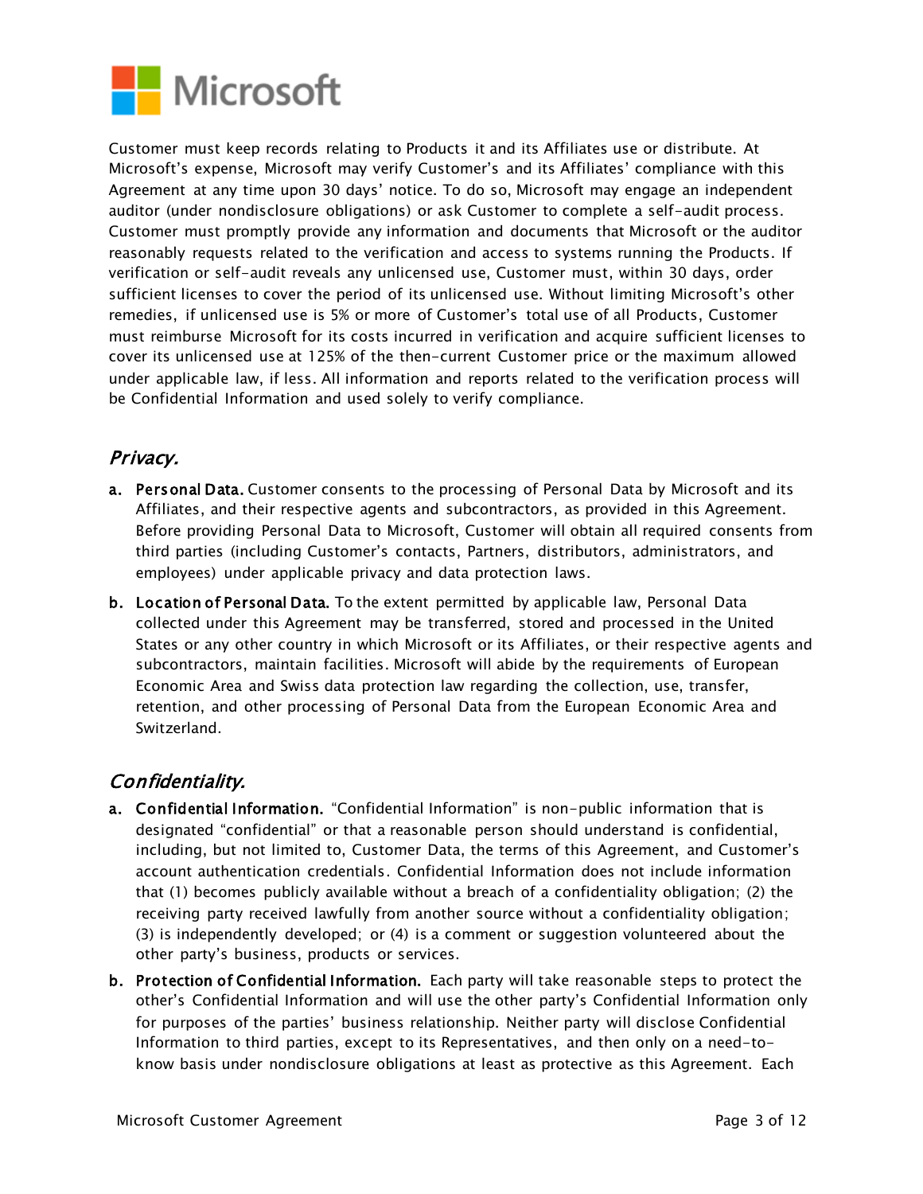Customer must keep records relating to Products it and its Affiliates use or distribute. At Microsoft's expense, Microsoft may verify Customer's and its Affiliates' compliance with this Agreement at any time upon 30 days' notice. To do so, Microsoft may engage an independent auditor (under nondisclosure obligations) or ask Customer to complete a self-audit process. Customer must promptly provide any information and documents that Microsoft or the auditor reasonably requests related to the verification and access to systems running the Products. If verification or self-audit reveals any unlicensed use, Customer must, within 30 days, order sufficient licenses to cover the period of its unlicensed use. Without limiting Microsoft's other remedies, if unlicensed use is 5% or more of Customer's total use of all Products, Customer must reimburse Microsoft for its costs incurred in verification and acquire sufficient licenses to cover its unlicensed use at 125% of the then-current Customer price or the maximum allowed under applicable law, if less. All information and reports related to the verification process will be Confidential Information and used solely to verify compliance.

## *Privacy.*

**a. Personal Data.** Customer consents to the processing of Personal Data by Microsoft and its Affiliates, and their respective agents and subcontractors, as provided in this Agreement. Before providing Personal Data to Microsoft, Customer will obtain all required consents from third parties (including Customer's contacts, Partners, distributors, administrators, and employees) under applicable privacy and data protection laws.

**b. Location of Personal Data.** To the extent permitted by applicable law, Personal Data collected under this Agreement may be transferred, stored and processed in the United States or any other country in which Microsoft or its Affiliates, or their respective agents and subcontractors, maintain facilities. Microsoft will abide by the requirements of European Economic Area and Swiss data protection law regarding the collection, use, transfer, retention, and other processing of Personal Data from the European Economic Area and Switzerland.

## *Confidentiality.*

**a. Confidential Information.** "Confidential Information" is non-public information that is designated "confidential" or that a reasonable person should understand is confidential, including, but not limited to, Customer Data, the terms of this Agreement, and Customer's account authentication credentials. Confidential Information does not include information that (1) becomes publicly available without a breach of a confidentiality obligation; (2) the receiving party received lawfully from another source without a confidentiality obligation; (3) is independently developed; or (4) is a comment or suggestion volunteered about the other party's business, products or services.

**b. Protection of Confidential Information.** Each party will take reasonable steps to protect the other's Confidential Information and will use the other party's Confidential Information only for purposes of the parties' business relationship. Neither party will disclose Confidential Information to third parties, except to its Representatives, and then only on a need-to-know basis under nondisclosure obligations at least as protective as this Agreement. Each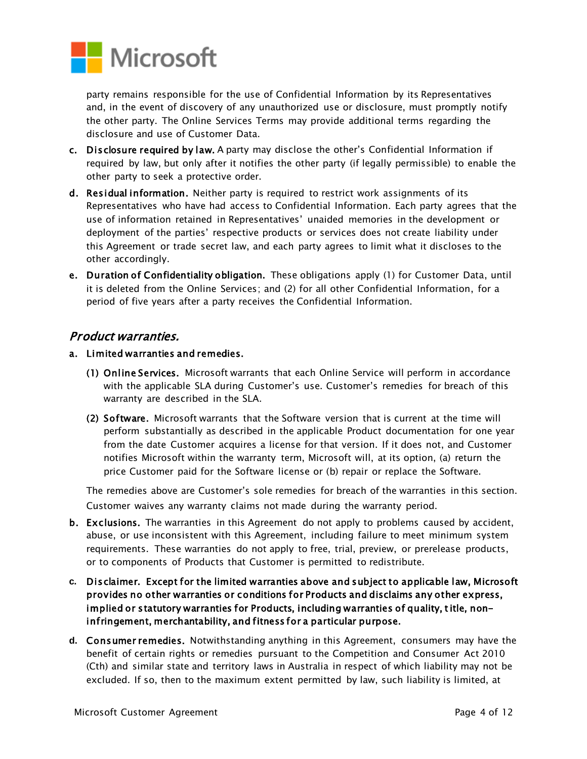party remains responsible for the use of Confidential Information by its Representatives and, in the event of discovery of any unauthorized use or disclosure, must promptly notify the other party. The Online Services Terms may provide additional terms regarding the disclosure and use of Customer Data.

c. **Disclosure required by law.** A party may disclose the other's Confidential Information if required by law, but only after it notifies the other party (if legally permissible) to enable the other party to seek a protective order.

d. **Residual information.** Neither party is required to restrict work assignments of its Representatives who have had access to Confidential Information. Each party agrees that the use of information retained in Representatives' unaided memories in the development or deployment of the parties' respective products or services does not create liability under this Agreement or trade secret law, and each party agrees to limit what it discloses to the other accordingly.

e. **Duration of Confidentiality obligation.** These obligations apply (1) for Customer Data, until it is deleted from the Online Services; and (2) for all other Confidential Information, for a period of five years after a party receives the Confidential Information.

## *Product warranties.*

a. **Limited warranties and remedies.**

   (1) **Online Services.** Microsoft warrants that each Online Service will perform in accordance with the applicable SLA during Customer's use. Customer's remedies for breach of this warranty are described in the SLA.

   (2) **Software.** Microsoft warrants that the Software version that is current at the time will perform substantially as described in the applicable Product documentation for one year from the date Customer acquires a license for that version. If it does not, and Customer notifies Microsoft within the warranty term, Microsoft will, at its option, (a) return the price Customer paid for the Software license or (b) repair or replace the Software.

   The remedies above are Customer's sole remedies for breach of the warranties in this section. Customer waives any warranty claims not made during the warranty period.

b. **Exclusions.** The warranties in this Agreement do not apply to problems caused by accident, abuse, or use inconsistent with this Agreement, including failure to meet minimum system requirements. These warranties do not apply to free, trial, preview, or prerelease products, or to components of Products that Customer is permitted to redistribute.

c. **Disclaimer. Except for the limited warranties above and subject to applicable law, Microsoft provides no other warranties or conditions for Products and disclaims any other express, implied or statutory warranties for Products, including warranties of quality, title, non-infringement, merchantability, and fitness for a particular purpose.**

d. **Consumer remedies.** Notwithstanding anything in this Agreement, consumers may have the benefit of certain rights or remedies pursuant to the Competition and Consumer Act 2010 (Cth) and similar state and territory laws in Australia in respect of which liability may not be excluded. If so, then to the maximum extent permitted by law, such liability is limited, at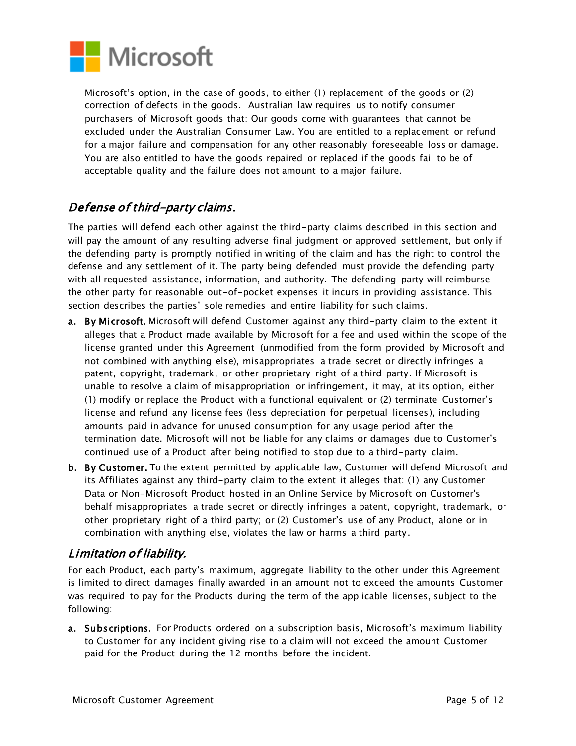Microsoft's option, in the case of goods, to either (1) replacement of the goods or (2) correction of defects in the goods. Australian law requires us to notify consumer purchasers of Microsoft goods that: Our goods come with guarantees that cannot be excluded under the Australian Consumer Law. You are entitled to a replacement or refund for a major failure and compensation for any other reasonably foreseeable loss or damage. You are also entitled to have the goods repaired or replaced if the goods fail to be of acceptable quality and the failure does not amount to a major failure.

## *Defense of third-party claims.*

The parties will defend each other against the third-party claims described in this section and will pay the amount of any resulting adverse final judgment or approved settlement, but only if the defending party is promptly notified in writing of the claim and has the right to control the defense and any settlement of it. The party being defended must provide the defending party with all requested assistance, information, and authority. The defending party will reimburse the other party for reasonable out-of-pocket expenses it incurs in providing assistance. This section describes the parties' sole remedies and entire liability for such claims.

a. **By Microsoft.** Microsoft will defend Customer against any third-party claim to the extent it alleges that a Product made available by Microsoft for a fee and used within the scope of the license granted under this Agreement (unmodified from the form provided by Microsoft and not combined with anything else), misappropriates a trade secret or directly infringes a patent, copyright, trademark, or other proprietary right of a third party. If Microsoft is unable to resolve a claim of misappropriation or infringement, it may, at its option, either (1) modify or replace the Product with a functional equivalent or (2) terminate Customer's license and refund any license fees (less depreciation for perpetual licenses), including amounts paid in advance for unused consumption for any usage period after the termination date. Microsoft will not be liable for any claims or damages due to Customer's continued use of a Product after being notified to stop due to a third-party claim.

b. **By Customer.** To the extent permitted by applicable law, Customer will defend Microsoft and its Affiliates against any third-party claim to the extent it alleges that: (1) any Customer Data or Non-Microsoft Product hosted in an Online Service by Microsoft on Customer's behalf misappropriates a trade secret or directly infringes a patent, copyright, trademark, or other proprietary right of a third party; or (2) Customer's use of any Product, alone or in combination with anything else, violates the law or harms a third party.

## *Limitation of liability.*

For each Product, each party's maximum, aggregate liability to the other under this Agreement is limited to direct damages finally awarded in an amount not to exceed the amounts Customer was required to pay for the Products during the term of the applicable licenses, subject to the following:

a. **Subscriptions.** For Products ordered on a subscription basis, Microsoft's maximum liability to Customer for any incident giving rise to a claim will not exceed the amount Customer paid for the Product during the 12 months before the incident.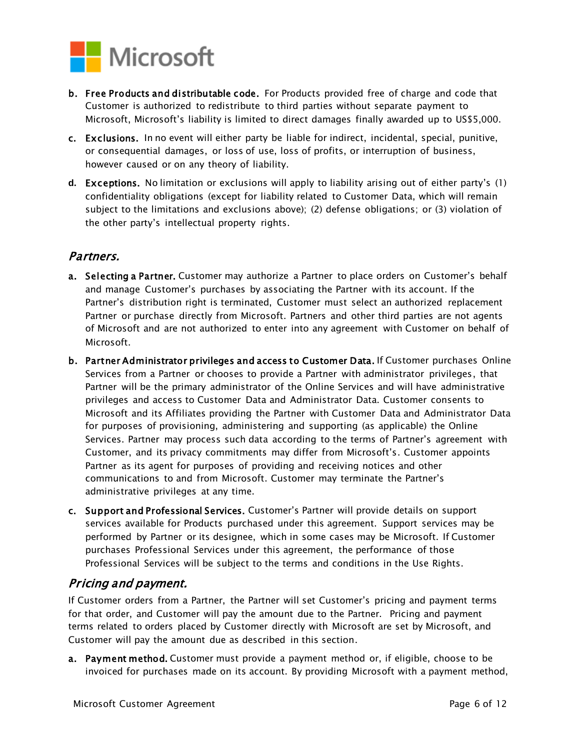b. **Free Products and distributable code.** For Products provided free of charge and code that Customer is authorized to redistribute to third parties without separate payment to Microsoft, Microsoft's liability is limited to direct damages finally awarded up to US$5,000.

c. **Exclusions.** In no event will either party be liable for indirect, incidental, special, punitive, or consequential damages, or loss of use, loss of profits, or interruption of business, however caused or on any theory of liability.

d. **Exceptions.** No limitation or exclusions will apply to liability arising out of either party's (1) confidentiality obligations (except for liability related to Customer Data, which will remain subject to the limitations and exclusions above); (2) defense obligations; or (3) violation of the other party's intellectual property rights.

## *Partners.*

a. **Selecting a Partner.** Customer may authorize a Partner to place orders on Customer's behalf and manage Customer's purchases by associating the Partner with its account. If the Partner's distribution right is terminated, Customer must select an authorized replacement Partner or purchase directly from Microsoft. Partners and other third parties are not agents of Microsoft and are not authorized to enter into any agreement with Customer on behalf of Microsoft.

b. **Partner Administrator privileges and access to Customer Data.** If Customer purchases Online Services from a Partner or chooses to provide a Partner with administrator privileges, that Partner will be the primary administrator of the Online Services and will have administrative privileges and access to Customer Data and Administrator Data. Customer consents to Microsoft and its Affiliates providing the Partner with Customer Data and Administrator Data for purposes of provisioning, administering and supporting (as applicable) the Online Services. Partner may process such data according to the terms of Partner's agreement with Customer, and its privacy commitments may differ from Microsoft's. Customer appoints Partner as its agent for purposes of providing and receiving notices and other communications to and from Microsoft. Customer may terminate the Partner's administrative privileges at any time.

c. **Support and Professional Services.** Customer's Partner will provide details on support services available for Products purchased under this agreement. Support services may be performed by Partner or its designee, which in some cases may be Microsoft. If Customer purchases Professional Services under this agreement, the performance of those Professional Services will be subject to the terms and conditions in the Use Rights.

## *Pricing and payment.*

If Customer orders from a Partner, the Partner will set Customer's pricing and payment terms for that order, and Customer will pay the amount due to the Partner. Pricing and payment terms related to orders placed by Customer directly with Microsoft are set by Microsoft, and Customer will pay the amount due as described in this section.

a. **Payment method.** Customer must provide a payment method or, if eligible, choose to be invoiced for purchases made on its account. By providing Microsoft with a payment method,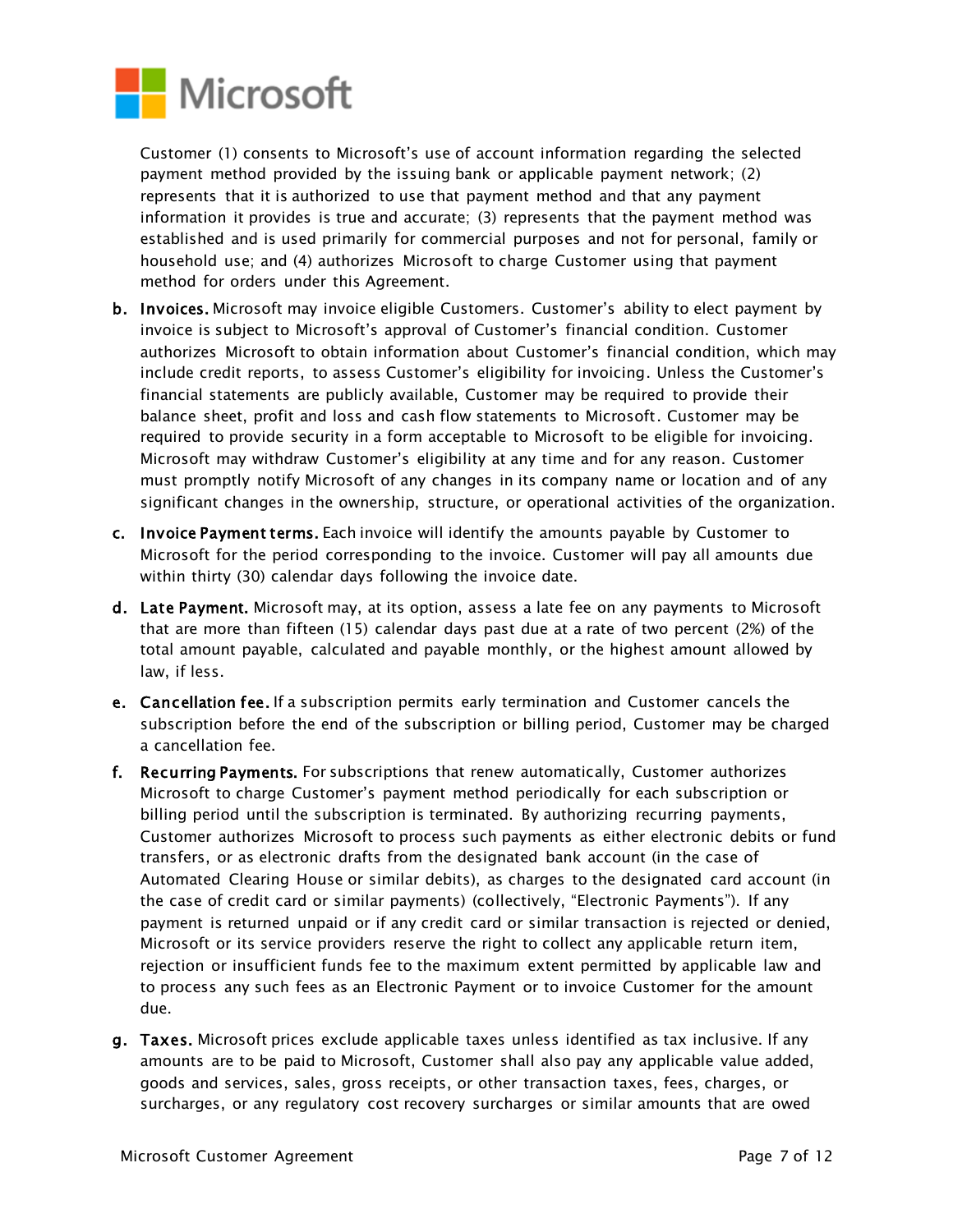Customer (1) consents to Microsoft's use of account information regarding the selected payment method provided by the issuing bank or applicable payment network; (2) represents that it is authorized to use that payment method and that any payment information it provides is true and accurate; (3) represents that the payment method was established and is used primarily for commercial purposes and not for personal, family or household use; and (4) authorizes Microsoft to charge Customer using that payment method for orders under this Agreement.

b. **Invoices.** Microsoft may invoice eligible Customers. Customer's ability to elect payment by invoice is subject to Microsoft's approval of Customer's financial condition. Customer authorizes Microsoft to obtain information about Customer's financial condition, which may include credit reports, to assess Customer's eligibility for invoicing. Unless the Customer's financial statements are publicly available, Customer may be required to provide their balance sheet, profit and loss and cash flow statements to Microsoft. Customer may be required to provide security in a form acceptable to Microsoft to be eligible for invoicing. Microsoft may withdraw Customer's eligibility at any time and for any reason. Customer must promptly notify Microsoft of any changes in its company name or location and of any significant changes in the ownership, structure, or operational activities of the organization.

c. **Invoice Payment terms.** Each invoice will identify the amounts payable by Customer to Microsoft for the period corresponding to the invoice. Customer will pay all amounts due within thirty (30) calendar days following the invoice date.

d. **Late Payment.** Microsoft may, at its option, assess a late fee on any payments to Microsoft that are more than fifteen (15) calendar days past due at a rate of two percent (2%) of the total amount payable, calculated and payable monthly, or the highest amount allowed by law, if less.

e. **Cancellation fee.** If a subscription permits early termination and Customer cancels the subscription before the end of the subscription or billing period, Customer may be charged a cancellation fee.

f. **Recurring Payments.** For subscriptions that renew automatically, Customer authorizes Microsoft to charge Customer's payment method periodically for each subscription or billing period until the subscription is terminated. By authorizing recurring payments, Customer authorizes Microsoft to process such payments as either electronic debits or fund transfers, or as electronic drafts from the designated bank account (in the case of Automated Clearing House or similar debits), as charges to the designated card account (in the case of credit card or similar payments) (collectively, "Electronic Payments"). If any payment is returned unpaid or if any credit card or similar transaction is rejected or denied, Microsoft or its service providers reserve the right to collect any applicable return item, rejection or insufficient funds fee to the maximum extent permitted by applicable law and to process any such fees as an Electronic Payment or to invoice Customer for the amount due.

g. **Taxes.** Microsoft prices exclude applicable taxes unless identified as tax inclusive. If any amounts are to be paid to Microsoft, Customer shall also pay any applicable value added, goods and services, sales, gross receipts, or other transaction taxes, fees, charges, or surcharges, or any regulatory cost recovery surcharges or similar amounts that are owed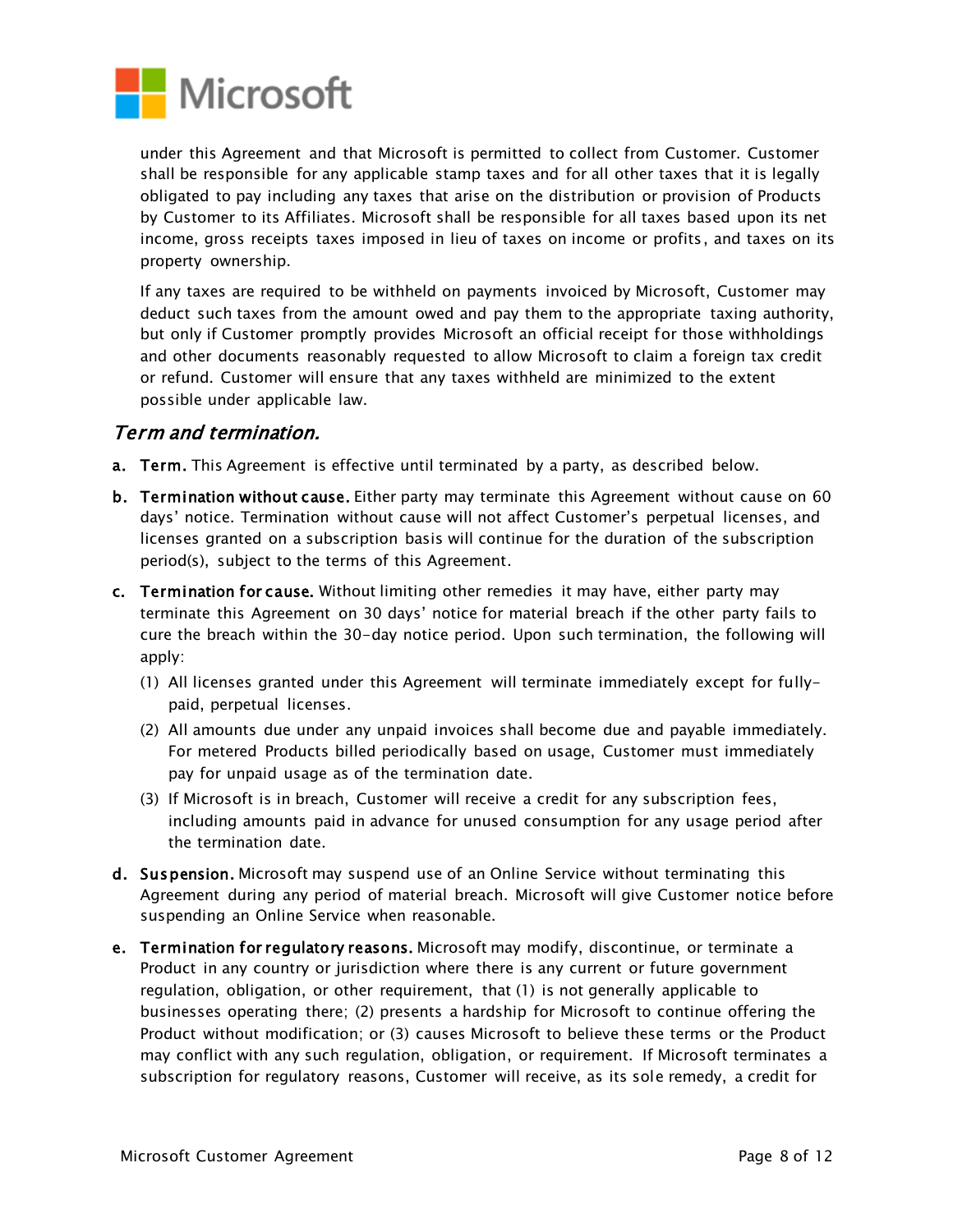under this Agreement and that Microsoft is permitted to collect from Customer. Customer shall be responsible for any applicable stamp taxes and for all other taxes that it is legally obligated to pay including any taxes that arise on the distribution or provision of Products by Customer to its Affiliates. Microsoft shall be responsible for all taxes based upon its net income, gross receipts taxes imposed in lieu of taxes on income or profits, and taxes on its property ownership.

If any taxes are required to be withheld on payments invoiced by Microsoft, Customer may deduct such taxes from the amount owed and pay them to the appropriate taxing authority, but only if Customer promptly provides Microsoft an official receipt for those withholdings and other documents reasonably requested to allow Microsoft to claim a foreign tax credit or refund. Customer will ensure that any taxes withheld are minimized to the extent possible under applicable law.

## *Term and termination.*

**a. Term.** This Agreement is effective until terminated by a party, as described below.

**b. Termination without cause.** Either party may terminate this Agreement without cause on 60 days' notice. Termination without cause will not affect Customer's perpetual licenses, and licenses granted on a subscription basis will continue for the duration of the subscription period(s), subject to the terms of this Agreement.

**c. Termination for cause.** Without limiting other remedies it may have, either party may terminate this Agreement on 30 days' notice for material breach if the other party fails to cure the breach within the 30-day notice period. Upon such termination, the following will apply:

(1) All licenses granted under this Agreement will terminate immediately except for fully-paid, perpetual licenses.

(2) All amounts due under any unpaid invoices shall become due and payable immediately. For metered Products billed periodically based on usage, Customer must immediately pay for unpaid usage as of the termination date.

(3) If Microsoft is in breach, Customer will receive a credit for any subscription fees, including amounts paid in advance for unused consumption for any usage period after the termination date.

**d. Suspension.** Microsoft may suspend use of an Online Service without terminating this Agreement during any period of material breach. Microsoft will give Customer notice before suspending an Online Service when reasonable.

**e. Termination for regulatory reasons.** Microsoft may modify, discontinue, or terminate a Product in any country or jurisdiction where there is any current or future government regulation, obligation, or other requirement, that (1) is not generally applicable to businesses operating there; (2) presents a hardship for Microsoft to continue offering the Product without modification; or (3) causes Microsoft to believe these terms or the Product may conflict with any such regulation, obligation, or requirement. If Microsoft terminates a subscription for regulatory reasons, Customer will receive, as its sole remedy, a credit for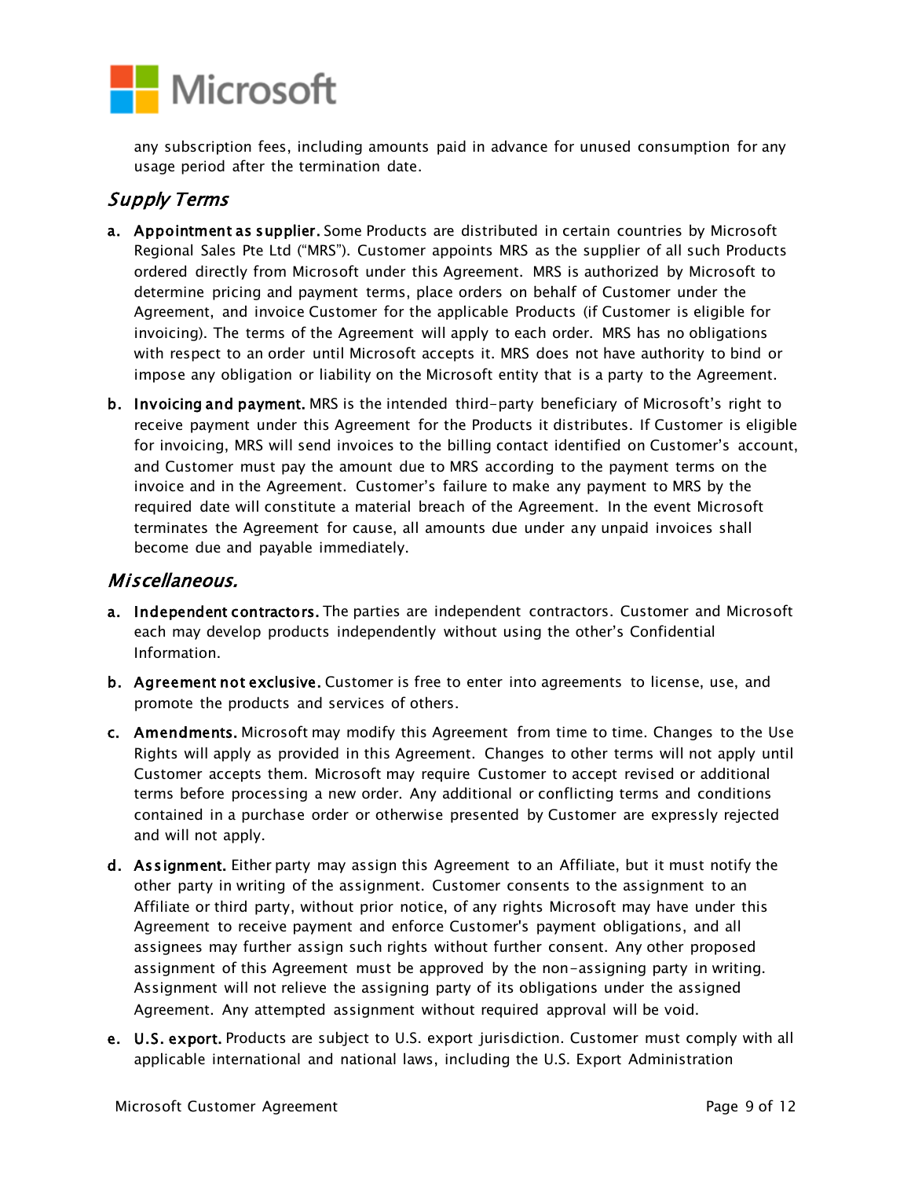any subscription fees, including amounts paid in advance for unused consumption for any usage period after the termination date.

## *Supply Terms*

**a. Appointment as supplier.** Some Products are distributed in certain countries by Microsoft Regional Sales Pte Ltd ("MRS"). Customer appoints MRS as the supplier of all such Products ordered directly from Microsoft under this Agreement. MRS is authorized by Microsoft to determine pricing and payment terms, place orders on behalf of Customer under the Agreement, and invoice Customer for the applicable Products (if Customer is eligible for invoicing). The terms of the Agreement will apply to each order. MRS has no obligations with respect to an order until Microsoft accepts it. MRS does not have authority to bind or impose any obligation or liability on the Microsoft entity that is a party to the Agreement.

**b. Invoicing and payment.** MRS is the intended third-party beneficiary of Microsoft's right to receive payment under this Agreement for the Products it distributes. If Customer is eligible for invoicing, MRS will send invoices to the billing contact identified on Customer's account, and Customer must pay the amount due to MRS according to the payment terms on the invoice and in the Agreement. Customer's failure to make any payment to MRS by the required date will constitute a material breach of the Agreement. In the event Microsoft terminates the Agreement for cause, all amounts due under any unpaid invoices shall become due and payable immediately.

## *Miscellaneous.*

**a. Independent contractors.** The parties are independent contractors. Customer and Microsoft each may develop products independently without using the other's Confidential Information.

**b. Agreement not exclusive.** Customer is free to enter into agreements to license, use, and promote the products and services of others.

**c. Amendments.** Microsoft may modify this Agreement from time to time. Changes to the Use Rights will apply as provided in this Agreement. Changes to other terms will not apply until Customer accepts them. Microsoft may require Customer to accept revised or additional terms before processing a new order. Any additional or conflicting terms and conditions contained in a purchase order or otherwise presented by Customer are expressly rejected and will not apply.

**d. Assignment.** Either party may assign this Agreement to an Affiliate, but it must notify the other party in writing of the assignment. Customer consents to the assignment to an Affiliate or third party, without prior notice, of any rights Microsoft may have under this Agreement to receive payment and enforce Customer's payment obligations, and all assignees may further assign such rights without further consent. Any other proposed assignment of this Agreement must be approved by the non-assigning party in writing. Assignment will not relieve the assigning party of its obligations under the assigned Agreement. Any attempted assignment without required approval will be void.

**e. U.S. export.** Products are subject to U.S. export jurisdiction. Customer must comply with all applicable international and national laws, including the U.S. Export Administration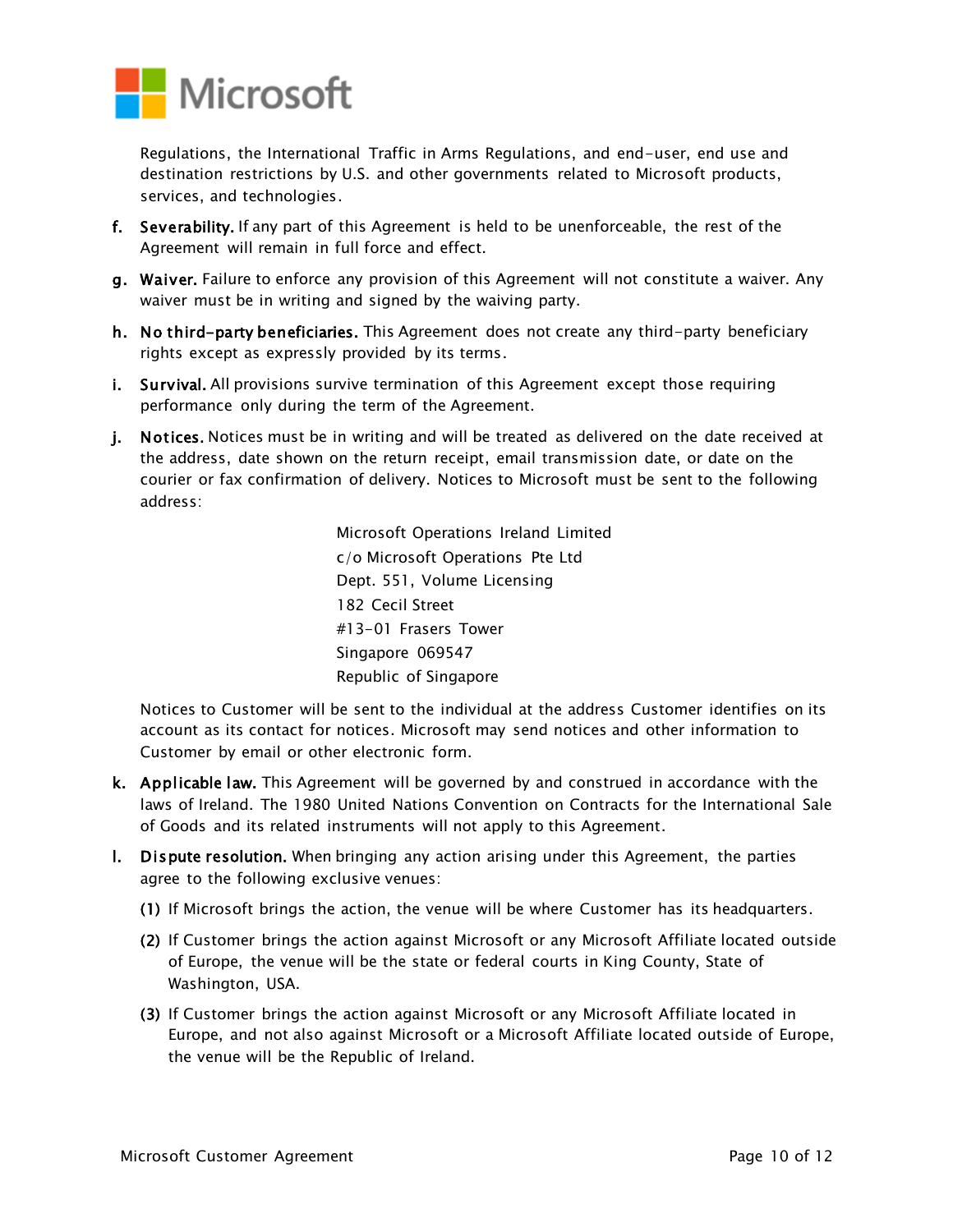Regulations, the International Traffic in Arms Regulations, and end-user, end use and destination restrictions by U.S. and other governments related to Microsoft products, services, and technologies.

f. **Severability.** If any part of this Agreement is held to be unenforceable, the rest of the Agreement will remain in full force and effect.

g. **Waiver.** Failure to enforce any provision of this Agreement will not constitute a waiver. Any waiver must be in writing and signed by the waiving party.

h. **No third-party beneficiaries.** This Agreement does not create any third-party beneficiary rights except as expressly provided by its terms.

i. **Survival.** All provisions survive termination of this Agreement except those requiring performance only during the term of the Agreement.

j. **Notices.** Notices must be in writing and will be treated as delivered on the date received at the address, date shown on the return receipt, email transmission date, or date on the courier or fax confirmation of delivery. Notices to Microsoft must be sent to the following address:

   Microsoft Operations Ireland Limited
   c/o Microsoft Operations Pte Ltd
   Dept. 551, Volume Licensing
   182 Cecil Street
   #13-01 Frasers Tower
   Singapore 069547
   Republic of Singapore

   Notices to Customer will be sent to the individual at the address Customer identifies on its account as its contact for notices. Microsoft may send notices and other information to Customer by email or other electronic form.

k. **Applicable law.** This Agreement will be governed by and construed in accordance with the laws of Ireland. The 1980 United Nations Convention on Contracts for the International Sale of Goods and its related instruments will not apply to this Agreement.

l. **Dispute resolution.** When bringing any action arising under this Agreement, the parties agree to the following exclusive venues:

   (1) If Microsoft brings the action, the venue will be where Customer has its headquarters.

   (2) If Customer brings the action against Microsoft or any Microsoft Affiliate located outside of Europe, the venue will be the state or federal courts in King County, State of Washington, USA.

   (3) If Customer brings the action against Microsoft or any Microsoft Affiliate located in Europe, and not also against Microsoft or a Microsoft Affiliate located outside of Europe, the venue will be the Republic of Ireland.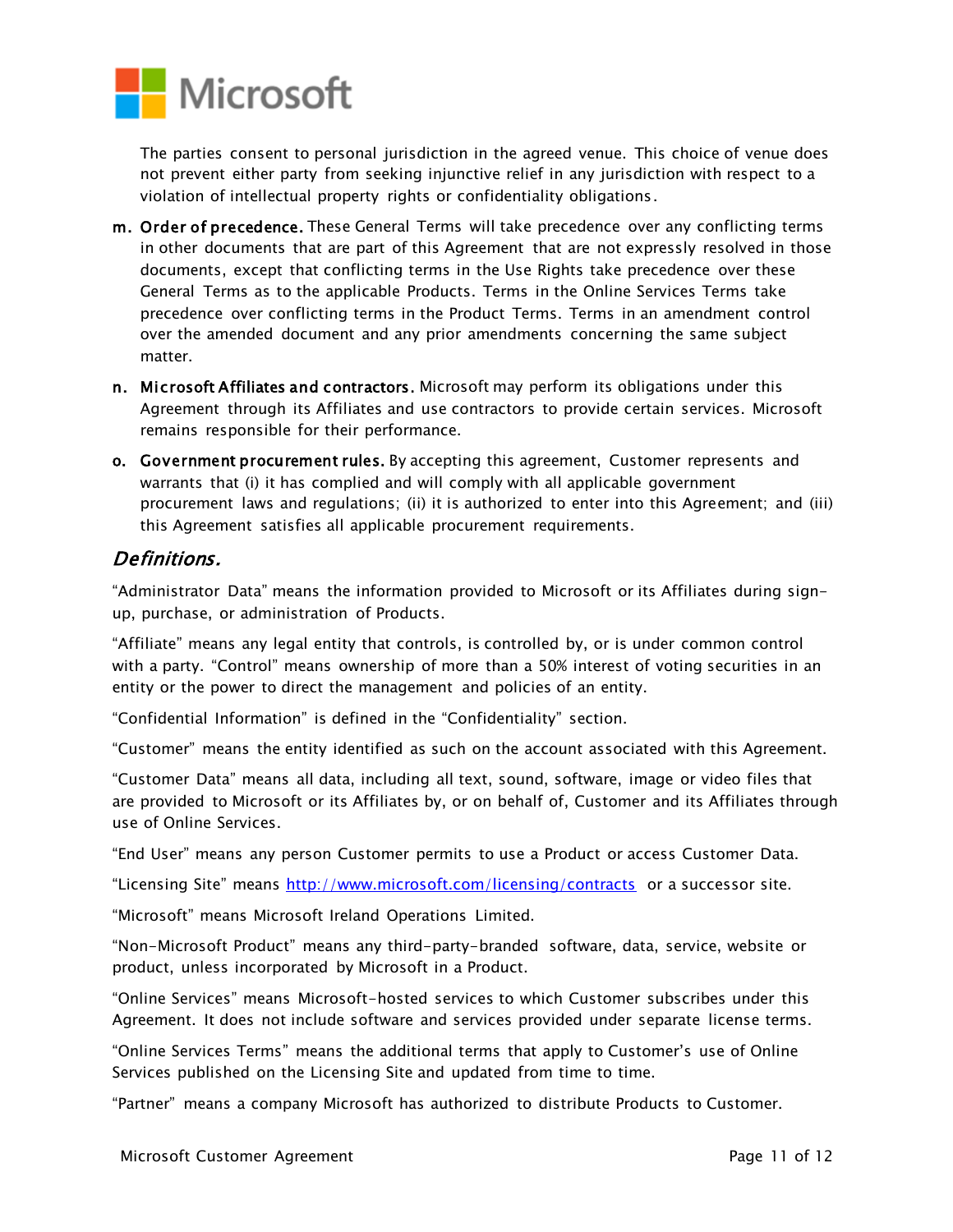The parties consent to personal jurisdiction in the agreed venue. This choice of venue does not prevent either party from seeking injunctive relief in any jurisdiction with respect to a violation of intellectual property rights or confidentiality obligations.

m. **Order of precedence.** These General Terms will take precedence over any conflicting terms in other documents that are part of this Agreement that are not expressly resolved in those documents, except that conflicting terms in the Use Rights take precedence over these General Terms as to the applicable Products. Terms in the Online Services Terms take precedence over conflicting terms in the Product Terms. Terms in an amendment control over the amended document and any prior amendments concerning the same subject matter.

n. **Microsoft Affiliates and contractors.** Microsoft may perform its obligations under this Agreement through its Affiliates and use contractors to provide certain services. Microsoft remains responsible for their performance.

o. **Government procurement rules.** By accepting this agreement, Customer represents and warrants that (i) it has complied and will comply with all applicable government procurement laws and regulations; (ii) it is authorized to enter into this Agreement; and (iii) this Agreement satisfies all applicable procurement requirements.

## *Definitions.*

"Administrator Data" means the information provided to Microsoft or its Affiliates during sign-up, purchase, or administration of Products.

"Affiliate" means any legal entity that controls, is controlled by, or is under common control with a party. "Control" means ownership of more than a 50% interest of voting securities in an entity or the power to direct the management and policies of an entity.

"Confidential Information" is defined in the "Confidentiality" section.

"Customer" means the entity identified as such on the account associated with this Agreement.

"Customer Data" means all data, including all text, sound, software, image or video files that are provided to Microsoft or its Affiliates by, or on behalf of, Customer and its Affiliates through use of Online Services.

"End User" means any person Customer permits to use a Product or access Customer Data.

"Licensing Site" means http://www.microsoft.com/licensing/contracts or a successor site.

"Microsoft" means Microsoft Ireland Operations Limited.

"Non-Microsoft Product" means any third-party-branded software, data, service, website or product, unless incorporated by Microsoft in a Product.

"Online Services" means Microsoft-hosted services to which Customer subscribes under this Agreement. It does not include software and services provided under separate license terms.

"Online Services Terms" means the additional terms that apply to Customer's use of Online Services published on the Licensing Site and updated from time to time.

"Partner" means a company Microsoft has authorized to distribute Products to Customer.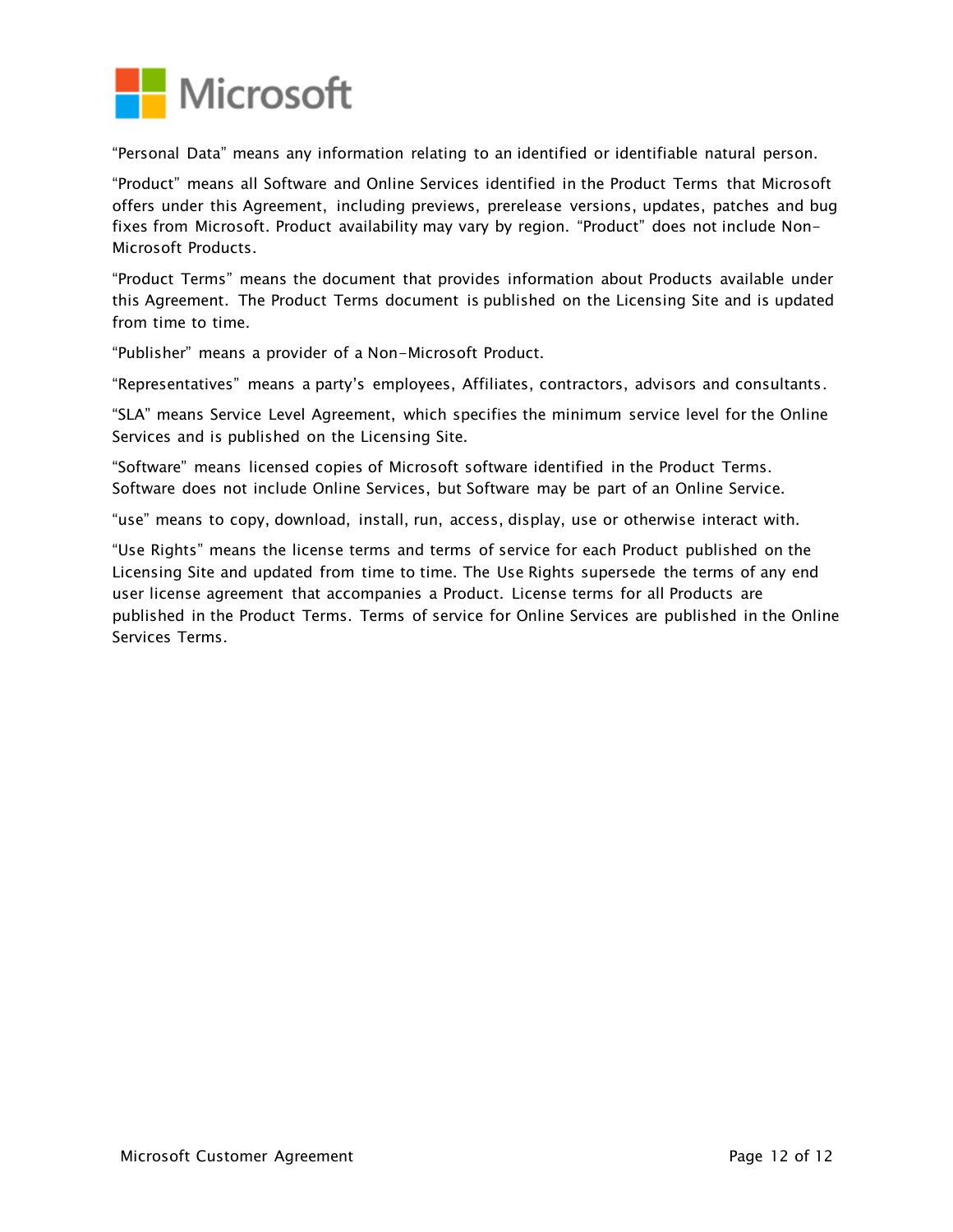"Personal Data" means any information relating to an identified or identifiable natural person.

"Product" means all Software and Online Services identified in the Product Terms that Microsoft offers under this Agreement, including previews, prerelease versions, updates, patches and bug fixes from Microsoft. Product availability may vary by region. "Product" does not include Non-Microsoft Products.

"Product Terms" means the document that provides information about Products available under this Agreement. The Product Terms document is published on the Licensing Site and is updated from time to time.

"Publisher" means a provider of a Non-Microsoft Product.

"Representatives" means a party's employees, Affiliates, contractors, advisors and consultants.

"SLA" means Service Level Agreement, which specifies the minimum service level for the Online Services and is published on the Licensing Site.

"Software" means licensed copies of Microsoft software identified in the Product Terms. Software does not include Online Services, but Software may be part of an Online Service.

"use" means to copy, download, install, run, access, display, use or otherwise interact with.

"Use Rights" means the license terms and terms of service for each Product published on the Licensing Site and updated from time to time. The Use Rights supersede the terms of any end user license agreement that accompanies a Product. License terms for all Products are published in the Product Terms. Terms of service for Online Services are published in the Online Services Terms.